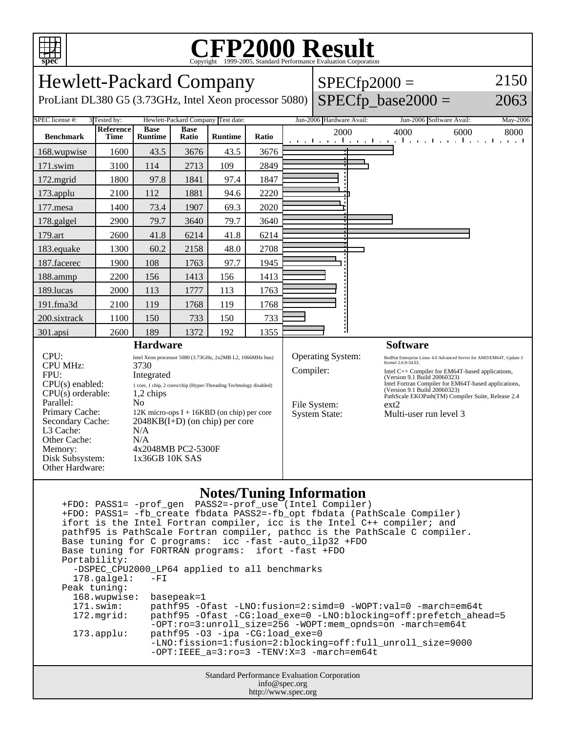# CFP2000 Result

Copyright 1999-2005, Standard Performance Evaluation Corporation

## Hewlett-Packard Company

ProLiant DL380 G5 (3.73GHz, Intel Xeon processor 5080)

SPECfp2000 = 2150

SPECfp_base2000 = 2063

| SPEC license #: | 3 | Tested by: | Hewlett-Packard Company | Test date: | Jun-2006 | Hardware Avail: | Jun-2006 | Software Avail: | May-2006 |
|---|---|---|---|---|---|---|---|---|---|

| Benchmark | Reference Time | Base Runtime | Base Ratio | Runtime | Ratio |
|---|---|---|---|---|---|
| 168.wupwise | 1600 | 43.5 | 3676 | 43.5 | 3676 |
| 171.swim | 3100 | 114 | 2713 | 109 | 2849 |
| 172.mgrid | 1800 | 97.8 | 1841 | 97.4 | 1847 |
| 173.applu | 2100 | 112 | 1881 | 94.6 | 2220 |
| 177.mesa | 1400 | 73.4 | 1907 | 69.3 | 2020 |
| 178.galgel | 2900 | 79.7 | 3640 | 79.7 | 3640 |
| 179.art | 2600 | 41.8 | 6214 | 41.8 | 6214 |
| 183.equake | 1300 | 60.2 | 2158 | 48.0 | 2708 |
| 187.facerec | 1900 | 108 | 1763 | 97.7 | 1945 |
| 188.ammp | 2200 | 156 | 1413 | 156 | 1413 |
| 189.lucas | 2000 | 113 | 1777 | 113 | 1763 |
| 191.fma3d | 2100 | 119 | 1768 | 119 | 1768 |
| 200.sixtrack | 1100 | 150 | 733 | 150 | 733 |
| 301.apsi | 2600 | 189 | 1372 | 192 | 1355 |

### Hardware

| | |
|---|---|
| CPU: | Intel Xeon processor 5080 (3.73GHz, 2x2MB L2, 1066MHz bus) |
| CPU MHz: | 3730 |
| FPU: | Integrated |
| CPU(s) enabled: | 1 core, 1 chip, 2 cores/chip (Hyper-Threading Technology disabled) |
| CPU(s) orderable: | 1,2 chips |
| Parallel: | No |
| Primary Cache: | 12K micro-ops I + 16KBD (on chip) per core |
| Secondary Cache: | 2048KB(I+D) (on chip) per core |
| L3 Cache: | N/A |
| Other Cache: | N/A |
| Memory: | 4x2048MB PC2-5300F |
| Disk Subsystem: | 1x36GB 10K SAS |
| Other Hardware: | |

### Software

| | |
|---|---|
| Operating System: | RedHat Enterprise Linux 4.0 Advanced Server for AMD/EM64T, Update 3 Kernel 2.6.9-34.EL |
| Compiler: | Intel C++ Compiler for EM64T-based applications, (Version 9.1 Build 20060323) Intel Fortran Compiler for EM64T-based applications, (Version 9.1 Build 20060323) PathScale EKOPath(TM) Compiler Suite, Release 2.4 |
| File System: | ext2 |
| System State: | Multi-user run level 3 |

### Notes/Tuning Information

```
+FDO: PASS1= -prof_gen  PASS2=-prof_use (Intel Compiler)
+FDO: PASS1= -fb_create fbdata PASS2=-fb_opt fbdata (PathScale Compiler)
ifort is the Intel Fortran compiler, icc is the Intel C++ compiler; and
pathf95 is PathScale Fortran compiler, pathcc is the PathScale C compiler.
Base tuning for C programs:  icc -fast -auto_ilp32 +FDO
Base tuning for FORTRAN programs:  ifort -fast +FDO
Portability:
  -DSPEC_CPU2000_LP64 applied to all benchmarks
  178.galgel:   -FI
Peak tuning:
  168.wupwise:  basepeak=1
  171.swim:     pathf95 -Ofast -LNO:fusion=2:simd=0 -WOPT:val=0 -march=em64t
  172.mgrid:    pathf95 -Ofast -CG:load_exe=0 -LNO:blocking=off:prefetch_ahead=5
                -OPT:ro=3:unroll_size=256 -WOPT:mem_opnds=on -march=em64t
  173.applu:    pathf95 -O3 -ipa -CG:load_exe=0
                -LNO:fission=1:fusion=2:blocking=off:full_unroll_size=9000
                -OPT:IEEE_a=3:ro=3 -TENV:X=3 -march=em64t
```

Standard Performance Evaluation Corporation
info@spec.org
http://www.spec.org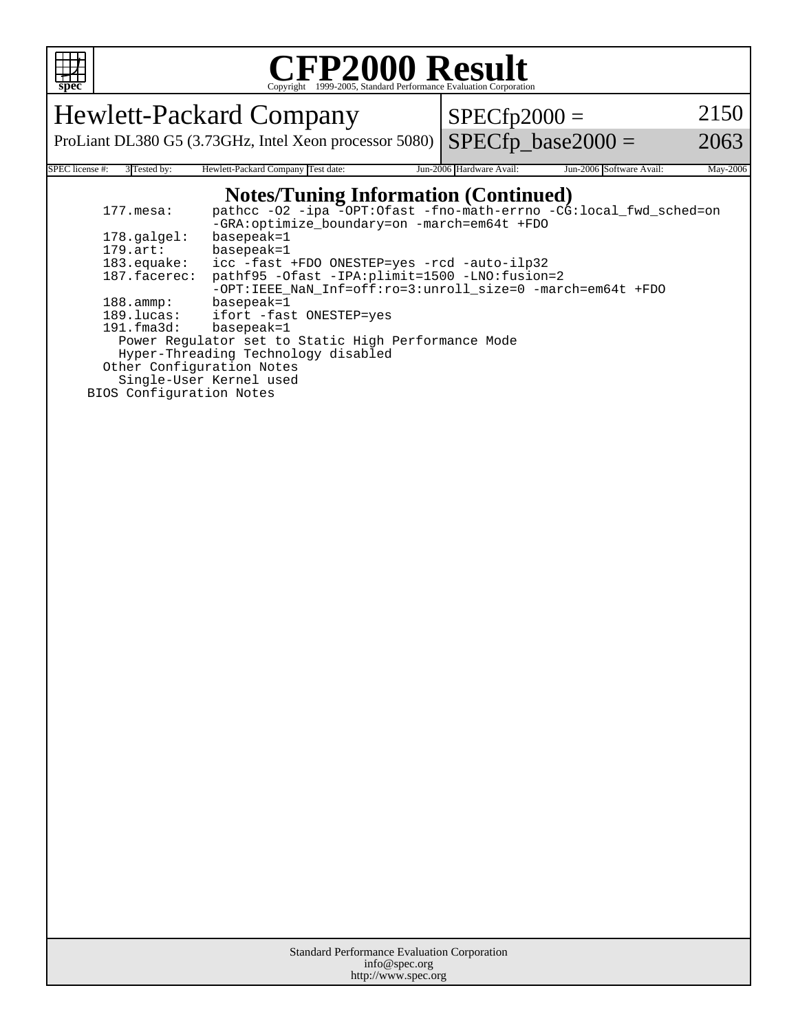# CFP2000 Result

Copyright 1999-2005, Standard Performance Evaluation Corporation

## Hewlett-Packard Company

ProLiant DL380 G5 (3.73GHz, Intel Xeon processor 5080)

SPECfp2000 = 2150

SPECfp_base2000 = 2063

| SPEC license #: | 3 | Tested by: | Hewlett-Packard Company | Test date: | Jun-2006 | Hardware Avail: | Jun-2006 | Software Avail: | May-2006 |
|---|---|---|---|---|---|---|---|---|---|

### Notes/Tuning Information (Continued)

```
   177.mesa:     pathcc -O2 -ipa -OPT:Ofast -fno-math-errno -CG:local_fwd_sched=on
                 -GRA:optimize_boundary=on -march=em64t +FDO
   178.galgel:   basepeak=1
   179.art:      basepeak=1
   183.equake:   icc -fast +FDO ONESTEP=yes -rcd -auto-ilp32
   187.facerec:  pathf95 -Ofast -IPA:plimit=1500 -LNO:fusion=2
                 -OPT:IEEE_NaN_Inf=off:ro=3:unroll_size=0 -march=em64t +FDO
   188.ammp:     basepeak=1
   189.lucas:    ifort -fast ONESTEP=yes
   191.fma3d:    basepeak=1
     Power Regulator set to Static High Performance Mode
     Hyper-Threading Technology disabled
   Other Configuration Notes
     Single-User Kernel used
 BIOS Configuration Notes
```